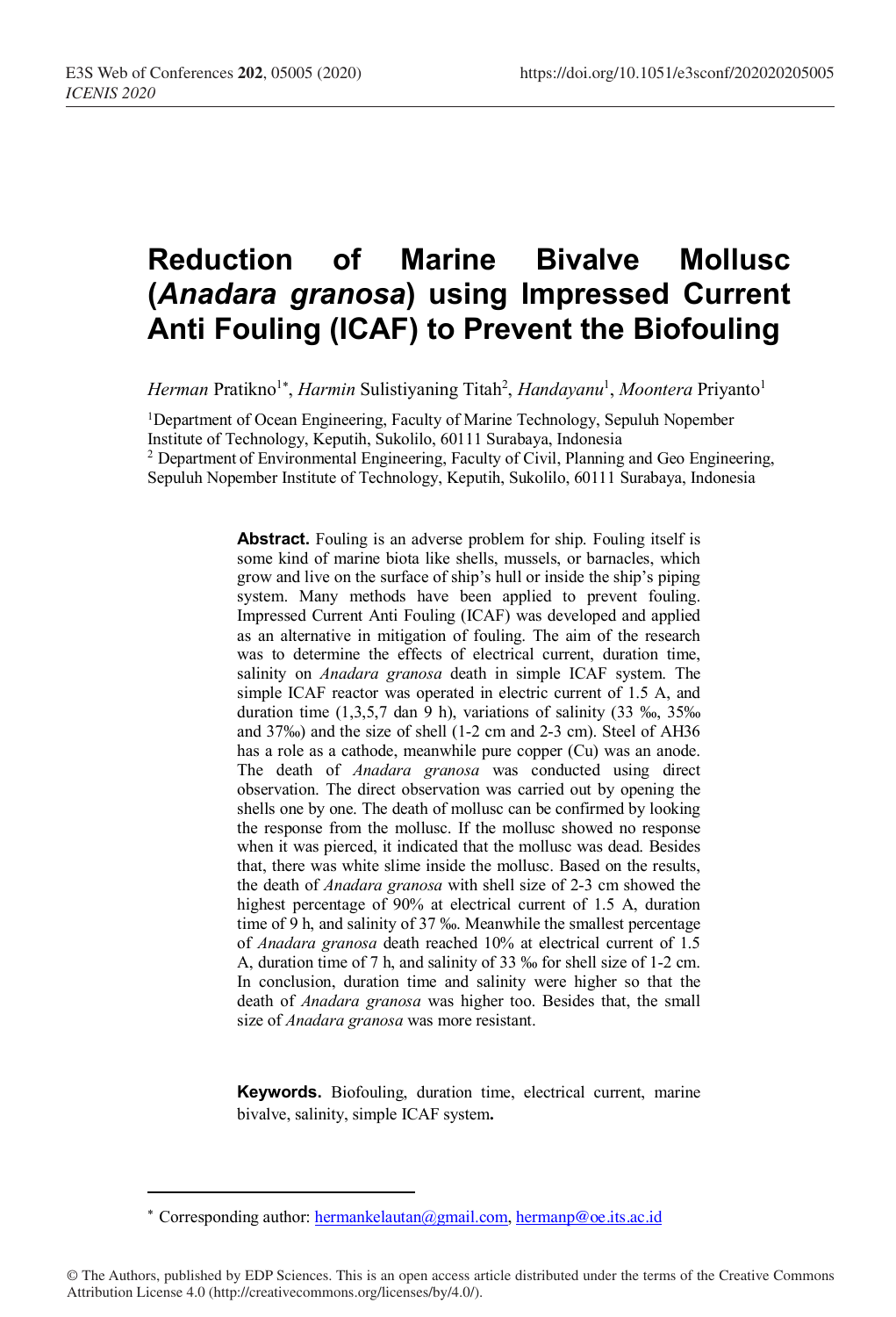# Reduction of Marine Bivalve Mollusc (*Anadara granosa*) using Impressed Current Anti Fouling (ICAF) to Prevent the Biofouling

*Herman* Pratikno[1*], *Harmin* Sulistiyaning Titah[2], *Handayanu*[1], *Moontera* Priyanto[1]

[1]Department of Ocean Engineering, Faculty of Marine Technology, Sepuluh Nopember Institute of Technology, Keputih, Sukolilo, 60111 Surabaya, Indonesia

[2] Department of Environmental Engineering, Faculty of Civil, Planning and Geo Engineering, Sepuluh Nopember Institute of Technology, Keputih, Sukolilo, 60111 Surabaya, Indonesia

**Abstract.** Fouling is an adverse problem for ship. Fouling itself is some kind of marine biota like shells, mussels, or barnacles, which grow and live on the surface of ship's hull or inside the ship's piping system. Many methods have been applied to prevent fouling. Impressed Current Anti Fouling (ICAF) was developed and applied as an alternative in mitigation of fouling. The aim of the research was to determine the effects of electrical current, duration time, salinity on *Anadara granosa* death in simple ICAF system. The simple ICAF reactor was operated in electric current of 1.5 A, and duration time (1,3,5,7 dan 9 h), variations of salinity (33 ‰, 35‰ and 37‰) and the size of shell (1-2 cm and 2-3 cm). Steel of AH36 has a role as a cathode, meanwhile pure copper (Cu) was an anode. The death of *Anadara granosa* was conducted using direct observation. The direct observation was carried out by opening the shells one by one. The death of mollusc can be confirmed by looking the response from the mollusc. If the mollusc showed no response when it was pierced, it indicated that the mollusc was dead. Besides that, there was white slime inside the mollusc. Based on the results, the death of *Anadara granosa* with shell size of 2-3 cm showed the highest percentage of 90% at electrical current of 1.5 A, duration time of 9 h, and salinity of 37 ‰. Meanwhile the smallest percentage of *Anadara granosa* death reached 10% at electrical current of 1.5 A, duration time of 7 h, and salinity of 33 ‰ for shell size of 1-2 cm. In conclusion, duration time and salinity were higher so that the death of *Anadara granosa* was higher too. Besides that, the small size of *Anadara granosa* was more resistant.

**Keywords.** Biofouling, duration time, electrical current, marine bivalve, salinity, simple ICAF system**.**

---

[*] Corresponding author: hermankelautan@gmail.com, hermanp@oe.its.ac.id

© The Authors, published by EDP Sciences. This is an open access article distributed under the terms of the Creative Commons Attribution License 4.0 (http://creativecommons.org/licenses/by/4.0/).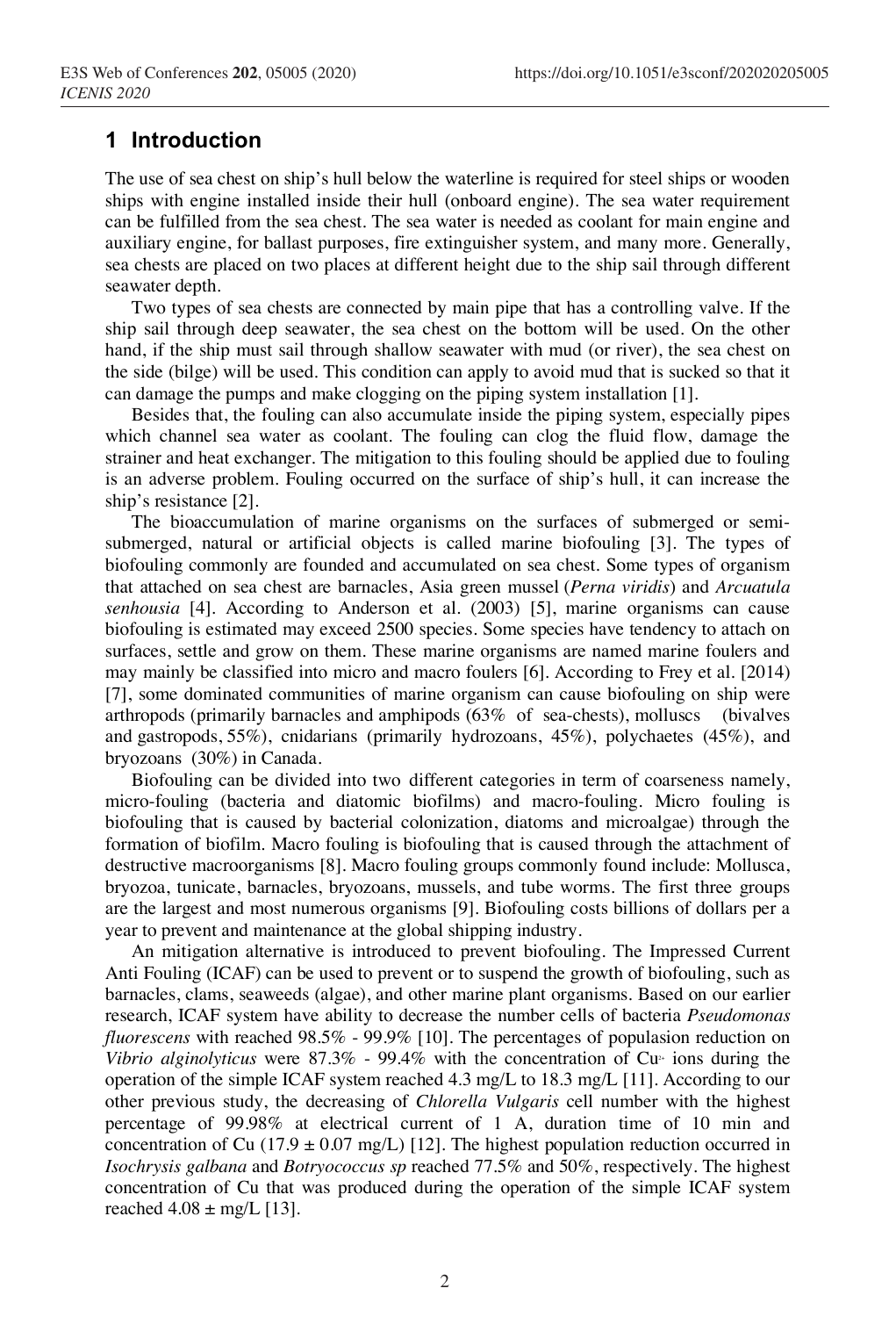## 1 Introduction

The use of sea chest on ship's hull below the waterline is required for steel ships or wooden ships with engine installed inside their hull (onboard engine). The sea water requirement can be fulfilled from the sea chest. The sea water is needed as coolant for main engine and auxiliary engine, for ballast purposes, fire extinguisher system, and many more. Generally, sea chests are placed on two places at different height due to the ship sail through different seawater depth.

Two types of sea chests are connected by main pipe that has a controlling valve. If the ship sail through deep seawater, the sea chest on the bottom will be used. On the other hand, if the ship must sail through shallow seawater with mud (or river), the sea chest on the side (bilge) will be used. This condition can apply to avoid mud that is sucked so that it can damage the pumps and make clogging on the piping system installation [1].

Besides that, the fouling can also accumulate inside the piping system, especially pipes which channel sea water as coolant. The fouling can clog the fluid flow, damage the strainer and heat exchanger. The mitigation to this fouling should be applied due to fouling is an adverse problem. Fouling occurred on the surface of ship's hull, it can increase the ship's resistance [2].

The bioaccumulation of marine organisms on the surfaces of submerged or semi-submerged, natural or artificial objects is called marine biofouling [3]. The types of biofouling commonly are founded and accumulated on sea chest. Some types of organism that attached on sea chest are barnacles, Asia green mussel (*Perna viridis*) and *Arcuatula senhousia* [4]. According to Anderson et al. (2003) [5], marine organisms can cause biofouling is estimated may exceed 2500 species. Some species have tendency to attach on surfaces, settle and grow on them. These marine organisms are named marine foulers and may mainly be classified into micro and macro foulers [6]. According to Frey et al. [2014) [7], some dominated communities of marine organism can cause biofouling on ship were arthropods (primarily barnacles and amphipods (63% of sea-chests), molluscs (bivalves and gastropods, 55%), cnidarians (primarily hydrozoans, 45%), polychaetes (45%), and bryozoans (30%) in Canada.

Biofouling can be divided into two different categories in term of coarseness namely, micro-fouling (bacteria and diatomic biofilms) and macro-fouling. Micro fouling is biofouling that is caused by bacterial colonization, diatoms and microalgae) through the formation of biofilm. Macro fouling is biofouling that is caused through the attachment of destructive macroorganisms [8]. Macro fouling groups commonly found include: Mollusca, bryozoa, tunicate, barnacles, bryozoans, mussels, and tube worms. The first three groups are the largest and most numerous organisms [9]. Biofouling costs billions of dollars per a year to prevent and maintenance at the global shipping industry.

An mitigation alternative is introduced to prevent biofouling. The Impressed Current Anti Fouling (ICAF) can be used to prevent or to suspend the growth of biofouling, such as barnacles, clams, seaweeds (algae), and other marine plant organisms. Based on our earlier research, ICAF system have ability to decrease the number cells of bacteria *Pseudomonas fluorescens* with reached 98.5% - 99.9% [10]. The percentages of populasion reduction on *Vibrio alginolyticus* were 87.3% - 99.4% with the concentration of $Cu^{2+}$ ions during the operation of the simple ICAF system reached 4.3 mg/L to 18.3 mg/L [11]. According to our other previous study, the decreasing of *Chlorella Vulgaris* cell number with the highest percentage of 99.98% at electrical current of 1 A, duration time of 10 min and concentration of Cu ($17.9 \pm 0.07$ mg/L) [12]. The highest population reduction occurred in *Isochrysis galbana* and *Botryococcus sp* reached 77.5% and 50%, respectively. The highest concentration of Cu that was produced during the operation of the simple ICAF system reached $4.08 \pm$ mg/L [13].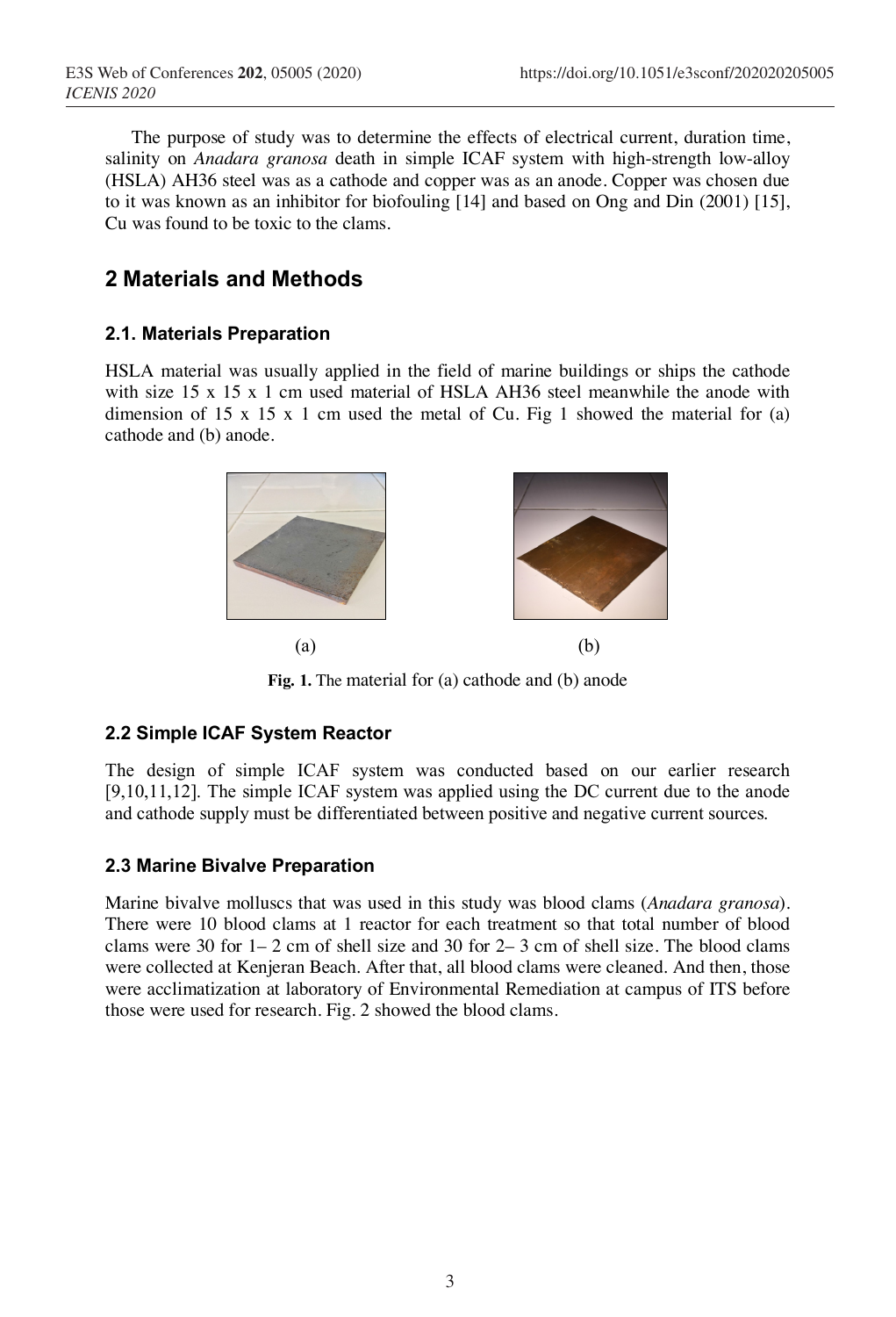The purpose of study was to determine the effects of electrical current, duration time, salinity on *Anadara granosa* death in simple ICAF system with high-strength low-alloy (HSLA) AH36 steel was as a cathode and copper was as an anode. Copper was chosen due to it was known as an inhibitor for biofouling [14] and based on Ong and Din (2001) [15], Cu was found to be toxic to the clams.

## 2 Materials and Methods

### 2.1. Materials Preparation

HSLA material was usually applied in the field of marine buildings or ships the cathode with size 15 x 15 x 1 cm used material of HSLA AH36 steel meanwhile the anode with dimension of 15 x 15 x 1 cm used the metal of Cu. Fig 1 showed the material for (a) cathode and (b) anode.

(a) (b)

**Fig. 1.** The material for (a) cathode and (b) anode

### 2.2 Simple ICAF System Reactor

The design of simple ICAF system was conducted based on our earlier research [9,10,11,12]. The simple ICAF system was applied using the DC current due to the anode and cathode supply must be differentiated between positive and negative current sources.

### 2.3 Marine Bivalve Preparation

Marine bivalve molluscs that was used in this study was blood clams (*Anadara granosa*). There were 10 blood clams at 1 reactor for each treatment so that total number of blood clams were 30 for 1– 2 cm of shell size and 30 for 2– 3 cm of shell size. The blood clams were collected at Kenjeran Beach. After that, all blood clams were cleaned. And then, those were acclimatization at laboratory of Environmental Remediation at campus of ITS before those were used for research. Fig. 2 showed the blood clams.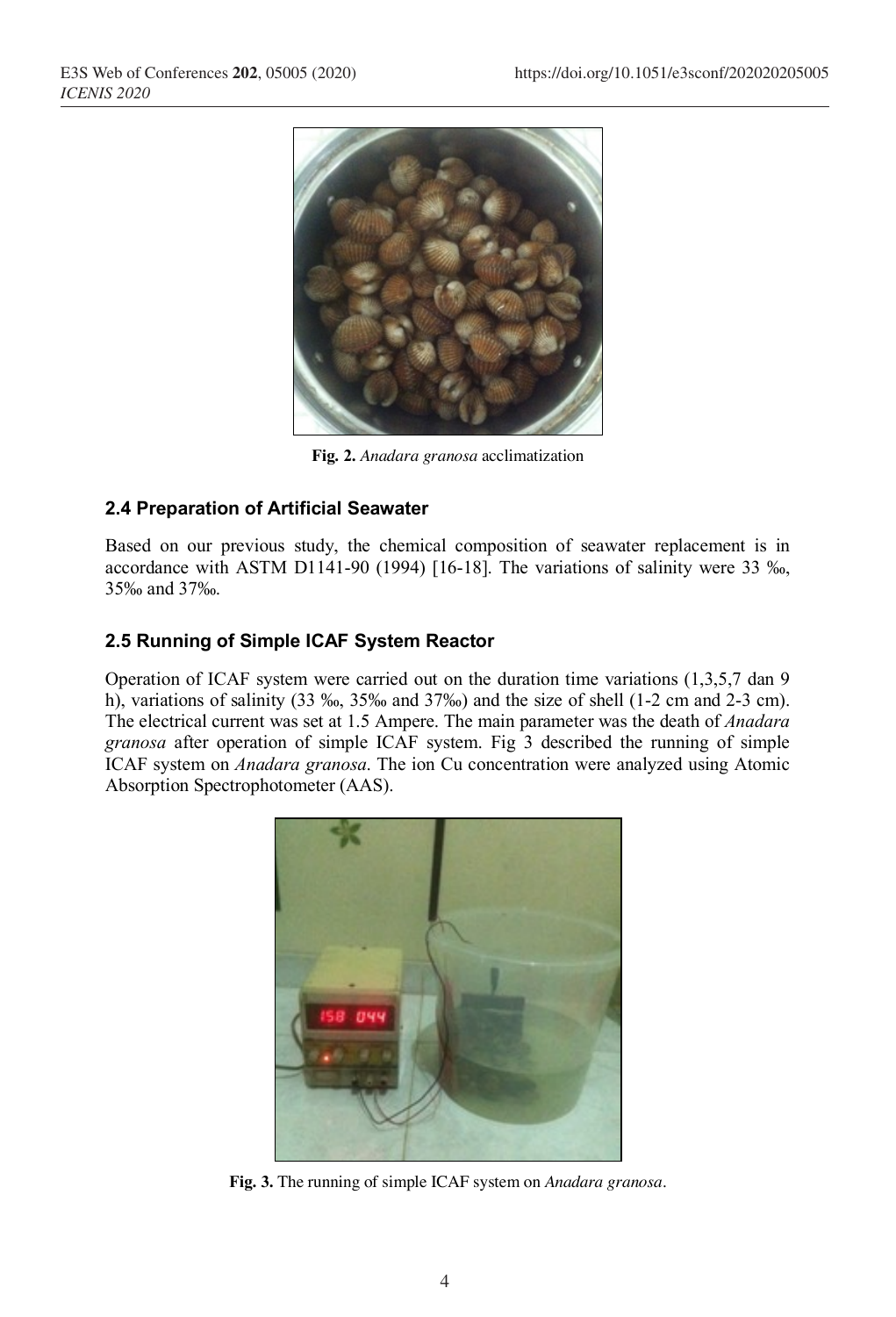Fig. 2. *Anadara granosa* acclimatization

### 2.4 Preparation of Artificial Seawater

Based on our previous study, the chemical composition of seawater replacement is in accordance with ASTM D1141-90 (1994) [16-18]. The variations of salinity were 33 ‰, 35‰ and 37‰.

### 2.5 Running of Simple ICAF System Reactor

Operation of ICAF system were carried out on the duration time variations (1,3,5,7 dan 9 h), variations of salinity (33 ‰, 35‰ and 37‰) and the size of shell (1-2 cm and 2-3 cm). The electrical current was set at 1.5 Ampere. The main parameter was the death of *Anadara granosa* after operation of simple ICAF system. Fig 3 described the running of simple ICAF system on *Anadara granosa*. The ion Cu concentration were analyzed using Atomic Absorption Spectrophotometer (AAS).

Fig. 3. The running of simple ICAF system on *Anadara granosa*.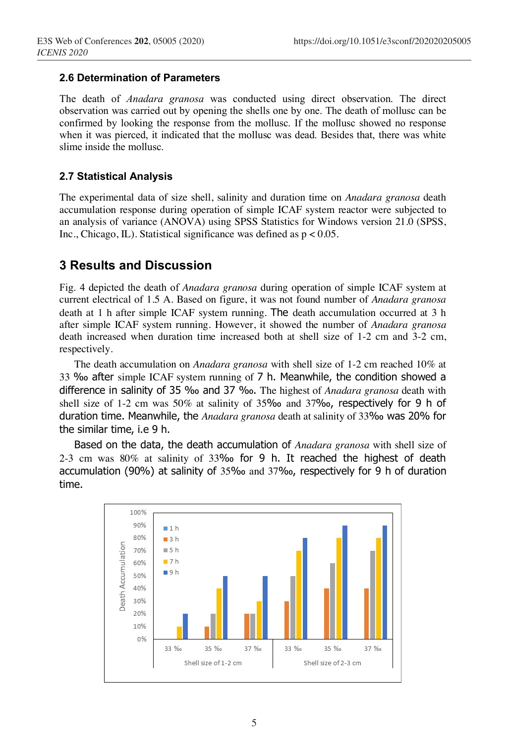### 2.6 Determination of Parameters

The death of *Anadara granosa* was conducted using direct observation. The direct observation was carried out by opening the shells one by one. The death of mollusc can be confirmed by looking the response from the mollusc. If the mollusc showed no response when it was pierced, it indicated that the mollusc was dead. Besides that, there was white slime inside the mollusc.

### 2.7 Statistical Analysis

The experimental data of size shell, salinity and duration time on *Anadara granosa* death accumulation response during operation of simple ICAF system reactor were subjected to an analysis of variance (ANOVA) using SPSS Statistics for Windows version 21.0 (SPSS, Inc., Chicago, IL). Statistical significance was defined as $p < 0.05$.

## 3 Results and Discussion

Fig. 4 depicted the death of *Anadara granosa* during operation of simple ICAF system at current electrical of 1.5 A. Based on figure, it was not found number of *Anadara granosa* death at 1 h after simple ICAF system running. The death accumulation occurred at 3 h after simple ICAF system running. However, it showed the number of *Anadara granosa* death increased when duration time increased both at shell size of 1-2 cm and 3-2 cm, respectively.

The death accumulation on *Anadara granosa* with shell size of 1-2 cm reached 10% at 33 ‰ after simple ICAF system running of 7 h. Meanwhile, the condition showed a difference in salinity of 35 ‰ and 37 ‰. The highest of *Anadara granosa* death with shell size of 1-2 cm was 50% at salinity of 35‰ and 37‰, respectively for 9 h of duration time. Meanwhile, the *Anadara granosa* death at salinity of 33‰ was 20% for the similar time, i.e 9 h.

Based on the data, the death accumulation of *Anadara granosa* with shell size of 2-3 cm was 80% at salinity of 33‰ for 9 h. It reached the highest of death accumulation (90%) at salinity of 35‰ and 37‰, respectively for 9 h of duration time.

| Shell size | Salinity | 1 h | 3 h | 5 h | 7 h | 9 h |
|---|---|---|---|---|---|---|
| Shell size of 1-2 cm | 33 ‰ | 0% | 0% | 0% | 10% | 20% |
| | 35 ‰ | 0% | 10% | 20% | 40% | 50% |
| | 37 ‰ | 0% | 20% | 20% | 30% | 50% |
| Shell size of 2-3 cm | 33 ‰ | 0% | 30% | 50% | 70% | 80% |
| | 35 ‰ | 0% | 40% | 60% | 80% | 90% |
| | 37 ‰ | 0% | 40% | 70% | 80% | 90% |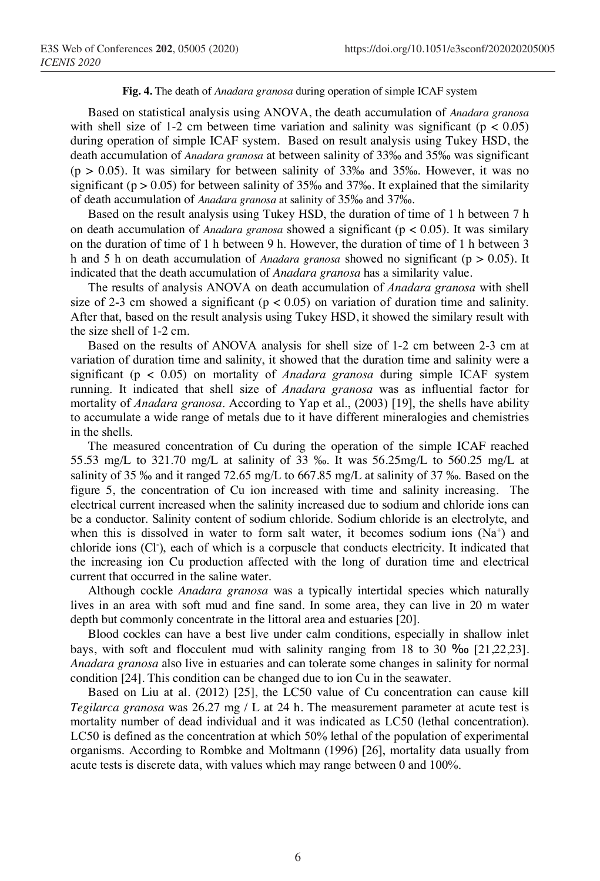**Fig. 4.** The death of *Anadara granosa* during operation of simple ICAF system

Based on statistical analysis using ANOVA, the death accumulation of *Anadara granosa* with shell size of 1-2 cm between time variation and salinity was significant ($p < 0.05$) during operation of simple ICAF system. Based on result analysis using Tukey HSD, the death accumulation of *Anadara granosa* at between salinity of 33‰ and 35‰ was significant ($p > 0.05$). It was similary for between salinity of 33‰ and 35‰. However, it was no significant ($p > 0.05$) for between salinity of 35‰ and 37‰. It explained that the similarity of death accumulation of *Anadara granosa* at salinity of 35‰ and 37‰.

Based on the result analysis using Tukey HSD, the duration of time of 1 h between 7 h on death accumulation of *Anadara granosa* showed a significant ($p < 0.05$). It was similary on the duration of time of 1 h between 9 h. However, the duration of time of 1 h between 3 h and 5 h on death accumulation of *Anadara granosa* showed no significant ($p > 0.05$). It indicated that the death accumulation of *Anadara granosa* has a similarity value.

The results of analysis ANOVA on death accumulation of *Anadara granosa* with shell size of 2-3 cm showed a significant ($p < 0.05$) on variation of duration time and salinity. After that, based on the result analysis using Tukey HSD, it showed the similary result with the size shell of 1-2 cm.

Based on the results of ANOVA analysis for shell size of 1-2 cm between 2-3 cm at variation of duration time and salinity, it showed that the duration time and salinity were a significant ($p < 0.05$) on mortality of *Anadara granosa* during simple ICAF system running. It indicated that shell size of *Anadara granosa* was as influential factor for mortality of *Anadara granosa*. According to Yap et al., (2003) [19], the shells have ability to accumulate a wide range of metals due to it have different mineralogies and chemistries in the shells.

The measured concentration of Cu during the operation of the simple ICAF reached 55.53 mg/L to 321.70 mg/L at salinity of 33 ‰. It was 56.25mg/L to 560.25 mg/L at salinity of 35 ‰ and it ranged 72.65 mg/L to 667.85 mg/L at salinity of 37 ‰. Based on the figure 5, the concentration of Cu ion increased with time and salinity increasing. The electrical current increased when the salinity increased due to sodium and chloride ions can be a conductor. Salinity content of sodium chloride. Sodium chloride is an electrolyte, and when this is dissolved in water to form salt water, it becomes sodium ions ($Na^{+}$) and chloride ions ($Cl^{-}$), each of which is a corpuscle that conducts electricity. It indicated that the increasing ion Cu production affected with the long of duration time and electrical current that occurred in the saline water.

Although cockle *Anadara granosa* was a typically intertidal species which naturally lives in an area with soft mud and fine sand. In some area, they can live in 20 m water depth but commonly concentrate in the littoral area and estuaries [20].

Blood cockles can have a best live under calm conditions, especially in shallow inlet bays, with soft and flocculent mud with salinity ranging from 18 to 30 ‰ [21,22,23]. *Anadara granosa* also live in estuaries and can tolerate some changes in salinity for normal condition [24]. This condition can be changed due to ion Cu in the seawater.

Based on Liu at al. (2012) [25], the LC50 value of Cu concentration can cause kill *Tegilarca granosa* was 26.27 mg / L at 24 h. The measurement parameter at acute test is mortality number of dead individual and it was indicated as LC50 (lethal concentration). LC50 is defined as the concentration at which 50% lethal of the population of experimental organisms. According to Rombke and Moltmann (1996) [26], mortality data usually from acute tests is discrete data, with values which may range between 0 and 100%.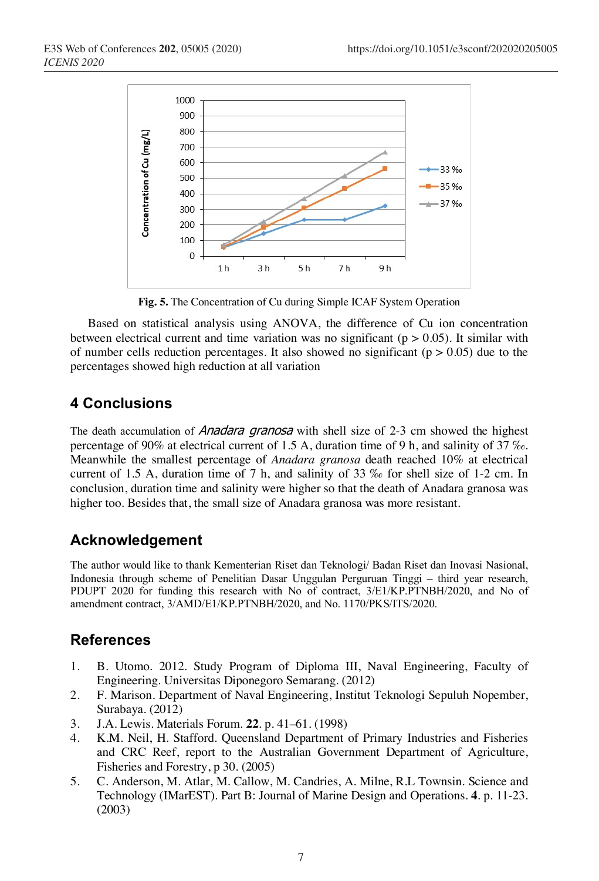**Fig. 5.** The Concentration of Cu during Simple ICAF System Operation

Based on statistical analysis using ANOVA, the difference of Cu ion concentration between electrical current and time variation was no significant ($p > 0.05$). It similar with of number cells reduction percentages. It also showed no significant ($p > 0.05$) due to the percentages showed high reduction at all variation

## 4 Conclusions

The death accumulation of *Anadara granosa* with shell size of 2-3 cm showed the highest percentage of 90% at electrical current of 1.5 A, duration time of 9 h, and salinity of 37 ‰. Meanwhile the smallest percentage of *Anadara granosa* death reached 10% at electrical current of 1.5 A, duration time of 7 h, and salinity of 33 ‰ for shell size of 1-2 cm. In conclusion, duration time and salinity were higher so that the death of Anadara granosa was higher too. Besides that, the small size of Anadara granosa was more resistant.

## Acknowledgement

The author would like to thank Kementerian Riset dan Teknologi/ Badan Riset dan Inovasi Nasional, Indonesia through scheme of Penelitian Dasar Unggulan Perguruan Tinggi – third year research, PDUPT 2020 for funding this research with No of contract, 3/E1/KP.PTNBH/2020, and No of amendment contract, 3/AMD/E1/KP.PTNBH/2020, and No. 1170/PKS/ITS/2020.

## References

1. B. Utomo. 2012. Study Program of Diploma III, Naval Engineering, Faculty of Engineering. Universitas Diponegoro Semarang. (2012)
2. F. Marison. Department of Naval Engineering, Institut Teknologi Sepuluh Nopember, Surabaya. (2012)
3. J.A. Lewis. Materials Forum. **22**. p. 41–61. (1998)
4. K.M. Neil, H. Stafford. Queensland Department of Primary Industries and Fisheries and CRC Reef, report to the Australian Government Department of Agriculture, Fisheries and Forestry, p 30. (2005)
5. C. Anderson, M. Atlar, M. Callow, M. Candries, A. Milne, R.L Townsin. Science and Technology (IMarEST). Part B: Journal of Marine Design and Operations. **4**. p. 11-23. (2003)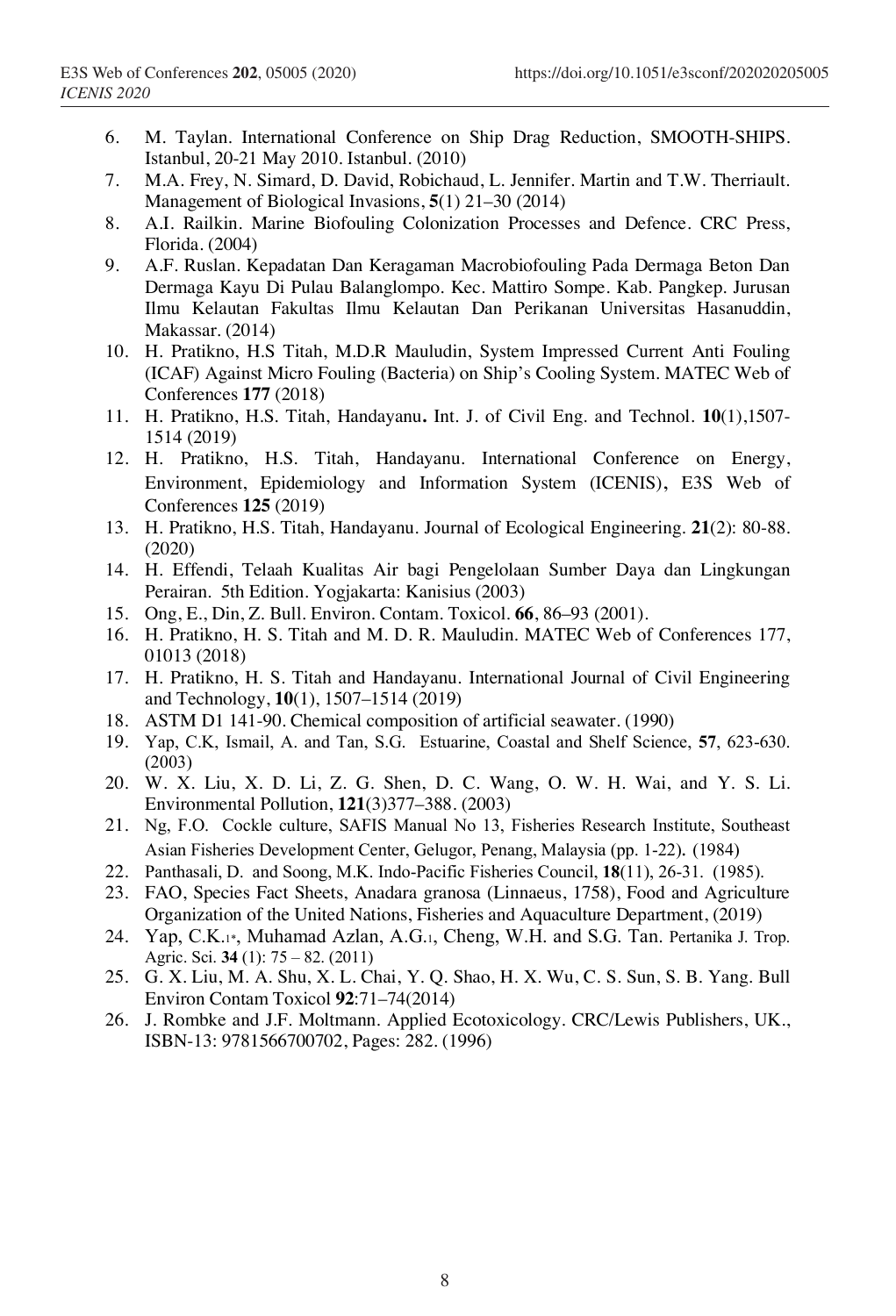6. M. Taylan. International Conference on Ship Drag Reduction, SMOOTH-SHIPS. Istanbul, 20-21 May 2010. Istanbul. (2010)
7. M.A. Frey, N. Simard, D. David, Robichaud, L. Jennifer. Martin and T.W. Therriault. Management of Biological Invasions, **5**(1) 21–30 (2014)
8. A.I. Railkin. Marine Biofouling Colonization Processes and Defence. CRC Press, Florida. (2004)
9. A.F. Ruslan. Kepadatan Dan Keragaman Macrobiofouling Pada Dermaga Beton Dan Dermaga Kayu Di Pulau Balanglompo. Kec. Mattiro Sompe. Kab. Pangkep. Jurusan Ilmu Kelautan Fakultas Ilmu Kelautan Dan Perikanan Universitas Hasanuddin, Makassar. (2014)
10. H. Pratikno, H.S Titah, M.D.R Mauludin, System Impressed Current Anti Fouling (ICAF) Against Micro Fouling (Bacteria) on Ship's Cooling System. MATEC Web of Conferences **177** (2018)
11. H. Pratikno, H.S. Titah, Handayanu**.** Int. J. of Civil Eng. and Technol. **10**(1),1507-1514 (2019)
12. H. Pratikno, H.S. Titah, Handayanu. International Conference on Energy, Environment, Epidemiology and Information System (ICENIS), E3S Web of Conferences **125** (2019)
13. H. Pratikno, H.S. Titah, Handayanu. Journal of Ecological Engineering. **21**(2): 80-88. (2020)
14. H. Effendi, Telaah Kualitas Air bagi Pengelolaan Sumber Daya dan Lingkungan Perairan. 5th Edition. Yogjakarta: Kanisius (2003)
15. Ong, E., Din, Z. Bull. Environ. Contam. Toxicol. **66**, 86–93 (2001).
16. H. Pratikno, H. S. Titah and M. D. R. Mauludin. MATEC Web of Conferences 177, 01013 (2018)
17. H. Pratikno, H. S. Titah and Handayanu. International Journal of Civil Engineering and Technology, **10**(1), 1507–1514 (2019)
18. ASTM D1 141-90. Chemical composition of artificial seawater. (1990)
19. Yap, C.K, Ismail, A. and Tan, S.G. Estuarine, Coastal and Shelf Science, **57**, 623-630. (2003)
20. W. X. Liu, X. D. Li, Z. G. Shen, D. C. Wang, O. W. H. Wai, and Y. S. Li. Environmental Pollution, **121**(3)377–388. (2003)
21. Ng, F.O. Cockle culture, SAFIS Manual No 13, Fisheries Research Institute, Southeast Asian Fisheries Development Center, Gelugor, Penang, Malaysia (pp. 1-22). (1984)
22. Panthasali, D. and Soong, M.K. Indo-Pacific Fisheries Council, **18**(11), 26-31. (1985).
23. FAO, Species Fact Sheets, Anadara granosa (Linnaeus, 1758), Food and Agriculture Organization of the United Nations, Fisheries and Aquaculture Department, (2019)
24. Yap, C.K.[1*], Muhamad Azlan, A.G.[1], Cheng, W.H. and S.G. Tan. Pertanika J. Trop. Agric. Sci. **34** (1): 75 – 82. (2011)
25. G. X. Liu, M. A. Shu, X. L. Chai, Y. Q. Shao, H. X. Wu, C. S. Sun, S. B. Yang. Bull Environ Contam Toxicol **92**:71–74(2014)
26. J. Rombke and J.F. Moltmann. Applied Ecotoxicology. CRC/Lewis Publishers, UK., ISBN-13: 9781566700702, Pages: 282. (1996)